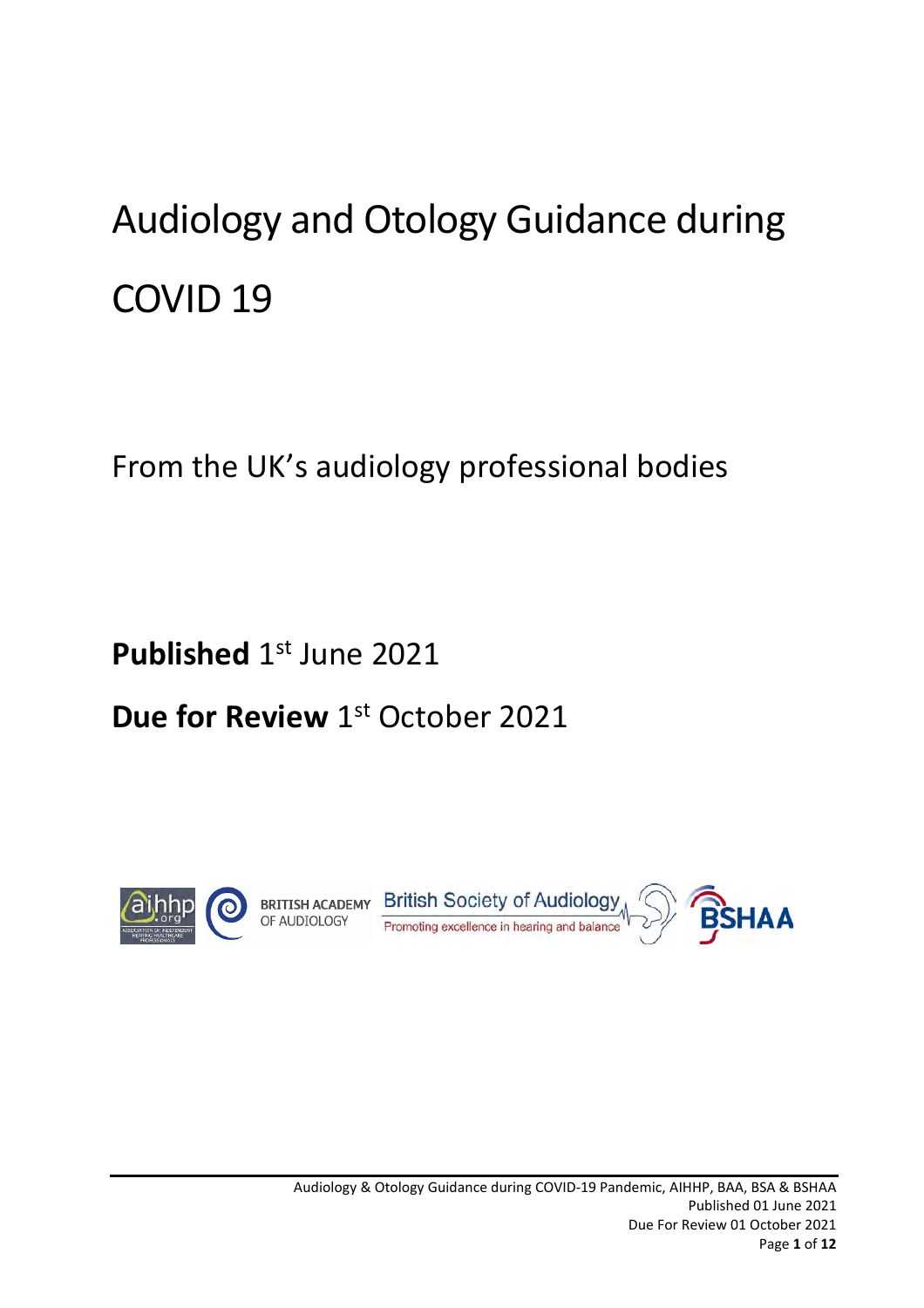# Audiology and Otology Guidance during COVID 19

From the UK's audiology professional bodies

**Published** 1st June 2021

**Due for Review** 1st October 2021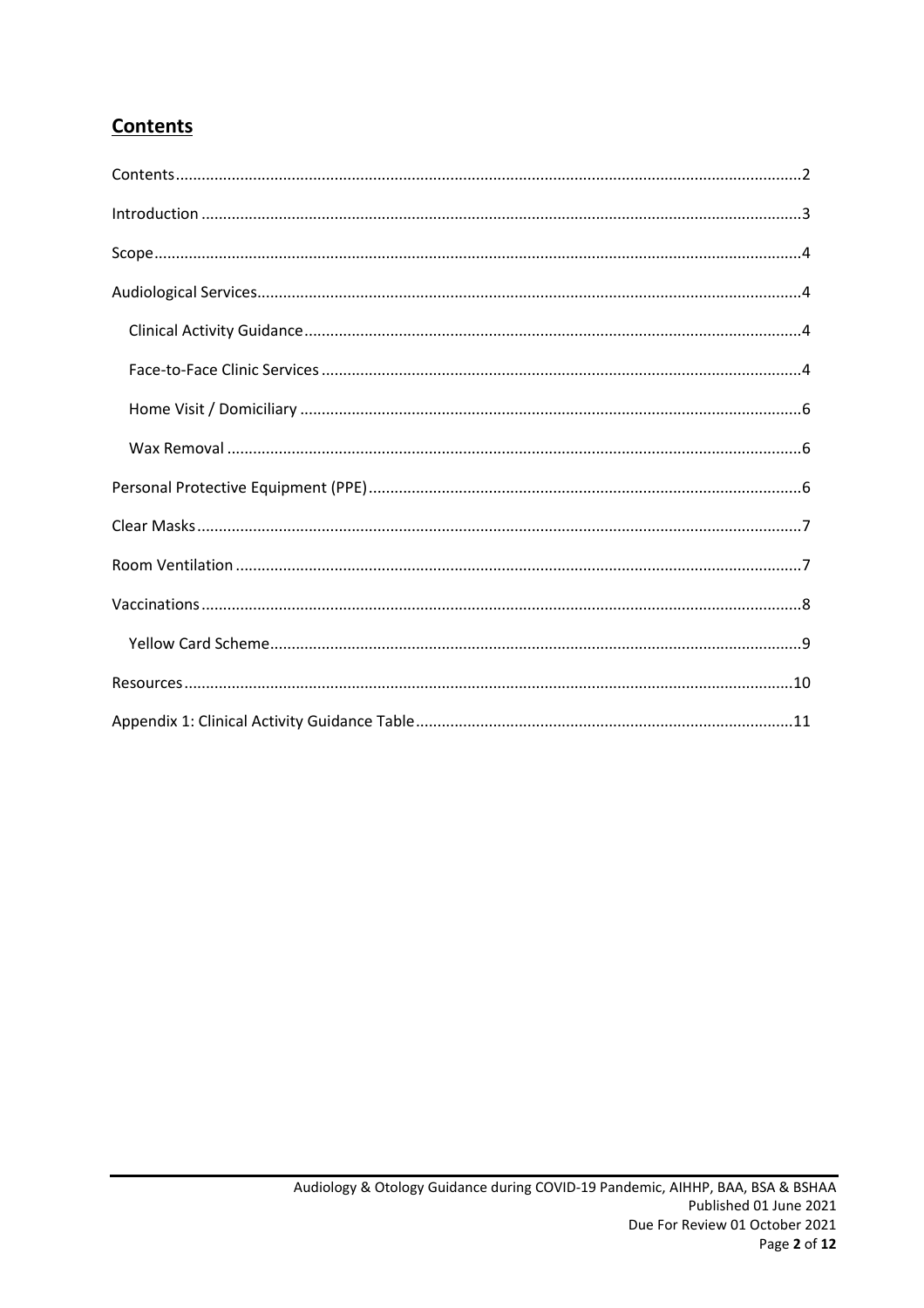## Contents

Contents ........................................................................................................................2

Introduction ....................................................................................................................3

Scope ..............................................................................................................................4

Audiological Services ......................................................................................................4

- Clinical Activity Guidance ..........................................................................................4
- Face-to-Face Clinic Services .......................................................................................4
- Home Visit / Domiciliary ............................................................................................6
- Wax Removal .............................................................................................................6

Personal Protective Equipment (PPE) ..............................................................................6

Clear Masks .....................................................................................................................7

Room Ventilation .............................................................................................................7

Vaccinations ....................................................................................................................8

- Yellow Card Scheme ...................................................................................................9

Resources .......................................................................................................................10

Appendix 1: Clinical Activity Guidance Table ..................................................................11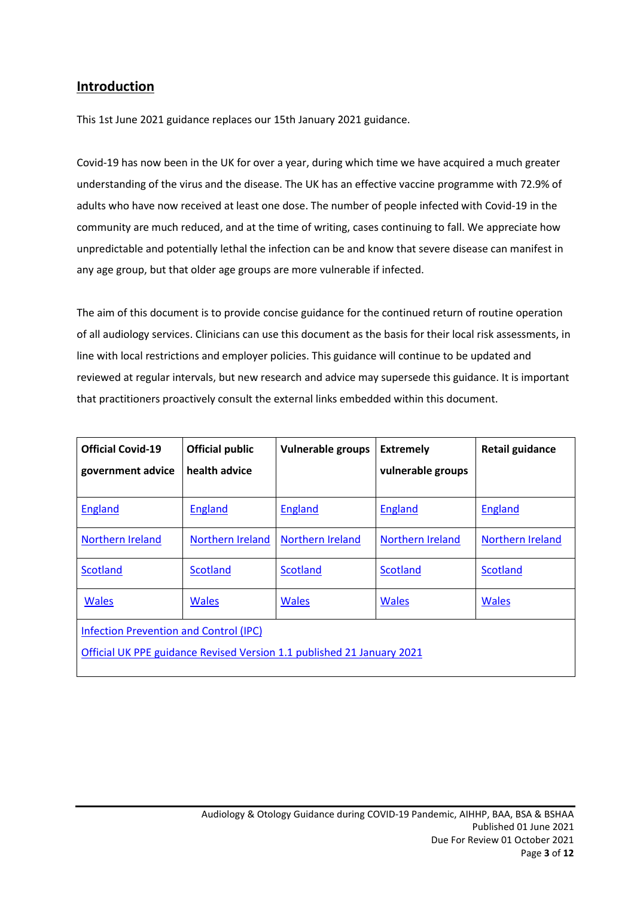## Introduction

This 1st June 2021 guidance replaces our 15th January 2021 guidance.

Covid-19 has now been in the UK for over a year, during which time we have acquired a much greater understanding of the virus and the disease. The UK has an effective vaccine programme with 72.9% of adults who have now received at least one dose. The number of people infected with Covid-19 in the community are much reduced, and at the time of writing, cases continuing to fall. We appreciate how unpredictable and potentially lethal the infection can be and know that severe disease can manifest in any age group, but that older age groups are more vulnerable if infected.

The aim of this document is to provide concise guidance for the continued return of routine operation of all audiology services. Clinicians can use this document as the basis for their local risk assessments, in line with local restrictions and employer policies. This guidance will continue to be updated and reviewed at regular intervals, but new research and advice may supersede this guidance. It is important that practitioners proactively consult the external links embedded within this document.

| **Official Covid-19 government advice** | **Official public health advice** | **Vulnerable groups** | **Extremely vulnerable groups** | **Retail guidance** |
|---|---|---|---|---|
| England | England | England | England | England |
| Northern Ireland | Northern Ireland | Northern Ireland | Northern Ireland | Northern Ireland |
| Scotland | Scotland | Scotland | Scotland | Scotland |
| Wales | Wales | Wales | Wales | Wales |
| Infection Prevention and Control (IPC)<br>Official UK PPE guidance Revised Version 1.1 published 21 January 2021 | | | | |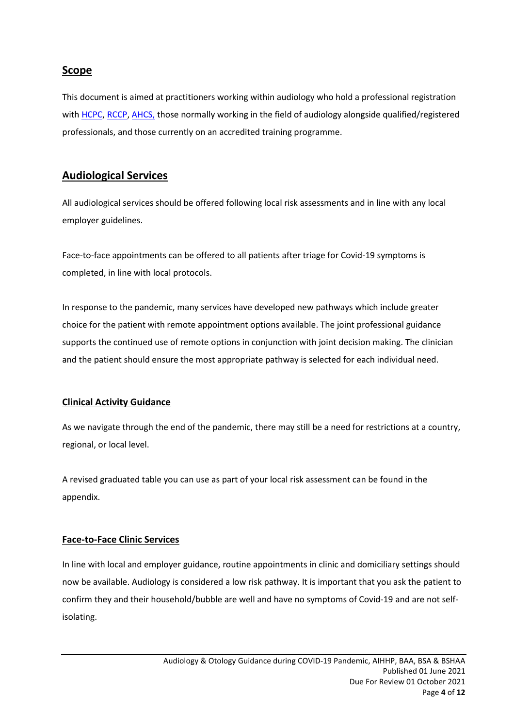## Scope

This document is aimed at practitioners working within audiology who hold a professional registration with HCPC, RCCP, AHCS, those normally working in the field of audiology alongside qualified/registered professionals, and those currently on an accredited training programme.

## Audiological Services

All audiological services should be offered following local risk assessments and in line with any local employer guidelines.

Face-to-face appointments can be offered to all patients after triage for Covid-19 symptoms is completed, in line with local protocols.

In response to the pandemic, many services have developed new pathways which include greater choice for the patient with remote appointment options available. The joint professional guidance supports the continued use of remote options in conjunction with joint decision making. The clinician and the patient should ensure the most appropriate pathway is selected for each individual need.

### Clinical Activity Guidance

As we navigate through the end of the pandemic, there may still be a need for restrictions at a country, regional, or local level.

A revised graduated table you can use as part of your local risk assessment can be found in the appendix.

### Face-to-Face Clinic Services

In line with local and employer guidance, routine appointments in clinic and domiciliary settings should now be available. Audiology is considered a low risk pathway. It is important that you ask the patient to confirm they and their household/bubble are well and have no symptoms of Covid-19 and are not self-isolating.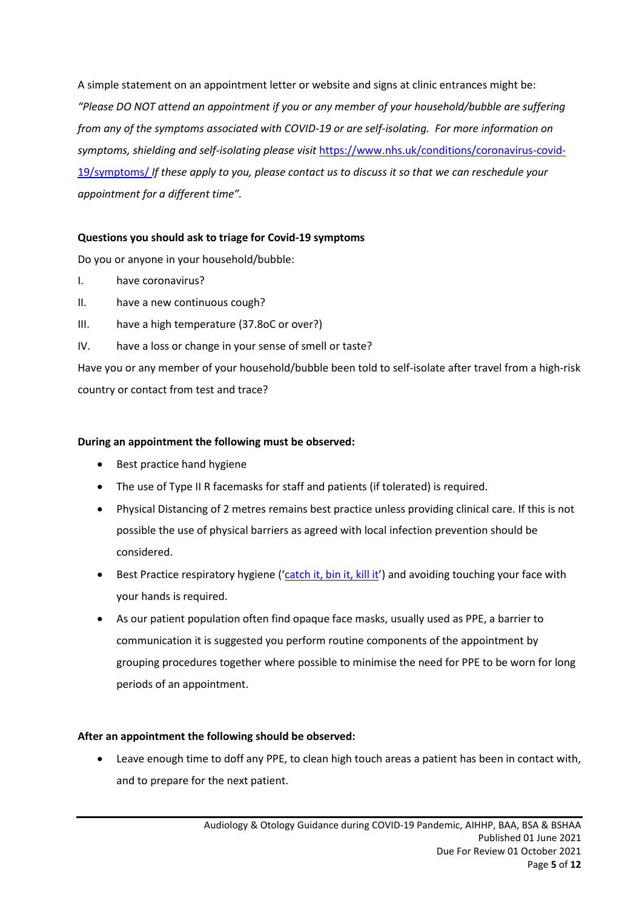A simple statement on an appointment letter or website and signs at clinic entrances might be: *"Please DO NOT attend an appointment if you or any member of your household/bubble are suffering from any of the symptoms associated with COVID-19 or are self-isolating. For more information on symptoms, shielding and self-isolating please visit* [https://www.nhs.uk/conditions/coronavirus-covid-19/symptoms/](https://www.nhs.uk/conditions/coronavirus-covid-19/symptoms/) *If these apply to you, please contact us to discuss it so that we can reschedule your appointment for a different time".*

**Questions you should ask to triage for Covid-19 symptoms**

Do you or anyone in your household/bubble:

I. have coronavirus?

II. have a new continuous cough?

III. have a high temperature (37.8oC or over?)

IV. have a loss or change in your sense of smell or taste?

Have you or any member of your household/bubble been told to self-isolate after travel from a high-risk country or contact from test and trace?

**During an appointment the following must be observed:**

- Best practice hand hygiene
- The use of Type II R facemasks for staff and patients (if tolerated) is required.
- Physical Distancing of 2 metres remains best practice unless providing clinical care. If this is not possible the use of physical barriers as agreed with local infection prevention should be considered.
- Best Practice respiratory hygiene ('catch it, bin it, kill it') and avoiding touching your face with your hands is required.
- As our patient population often find opaque face masks, usually used as PPE, a barrier to communication it is suggested you perform routine components of the appointment by grouping procedures together where possible to minimise the need for PPE to be worn for long periods of an appointment.

**After an appointment the following should be observed:**

- Leave enough time to doff any PPE, to clean high touch areas a patient has been in contact with, and to prepare for the next patient.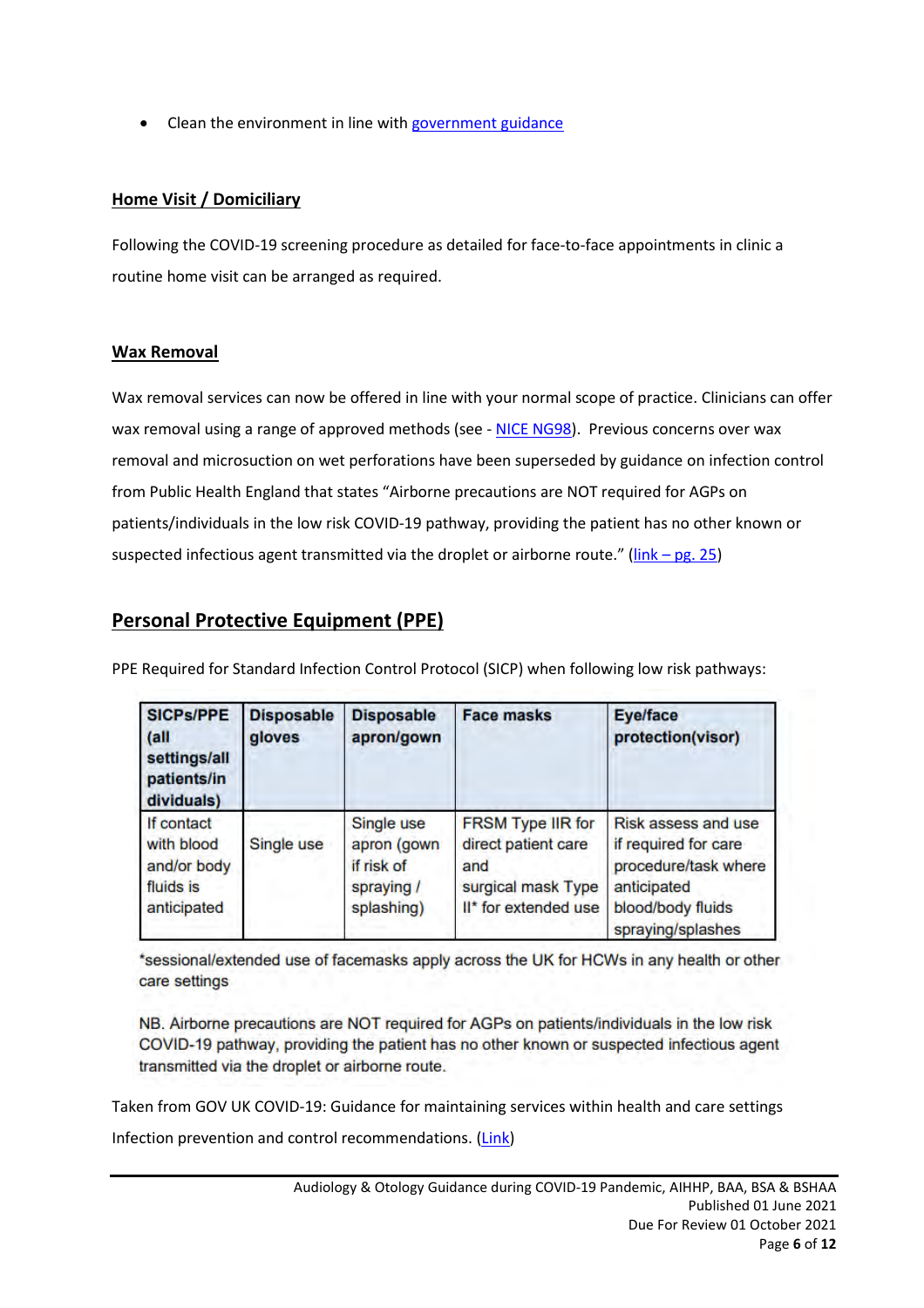- Clean the environment in line with [government guidance](#)

**Home Visit / Domiciliary**

Following the COVID-19 screening procedure as detailed for face-to-face appointments in clinic a routine home visit can be arranged as required.

**Wax Removal**

Wax removal services can now be offered in line with your normal scope of practice. Clinicians can offer wax removal using a range of approved methods (see - NICE NG98). Previous concerns over wax removal and microsuction on wet perforations have been superseded by guidance on infection control from Public Health England that states "Airborne precautions are NOT required for AGPs on patients/individuals in the low risk COVID-19 pathway, providing the patient has no other known or suspected infectious agent transmitted via the droplet or airborne route." (link – pg. 25)

## Personal Protective Equipment (PPE)

PPE Required for Standard Infection Control Protocol (SICP) when following low risk pathways:

| SICPs/PPE (all settings/all patients/individuals) | Disposable gloves | Disposable apron/gown | Face masks | Eye/face protection(visor) |
|---|---|---|---|---|
| If contact with blood and/or body fluids is anticipated | Single use | Single use apron (gown if risk of spraying / splashing) | FRSM Type IIR for direct patient care and surgical mask Type II* for extended use | Risk assess and use if required for care procedure/task where anticipated blood/body fluids spraying/splashes |

*sessional/extended use of facemasks apply across the UK for HCWs in any health or other care settings

NB. Airborne precautions are NOT required for AGPs on patients/individuals in the low risk COVID-19 pathway, providing the patient has no other known or suspected infectious agent transmitted via the droplet or airborne route.

Taken from GOV UK COVID-19: Guidance for maintaining services within health and care settings Infection prevention and control recommendations. (Link)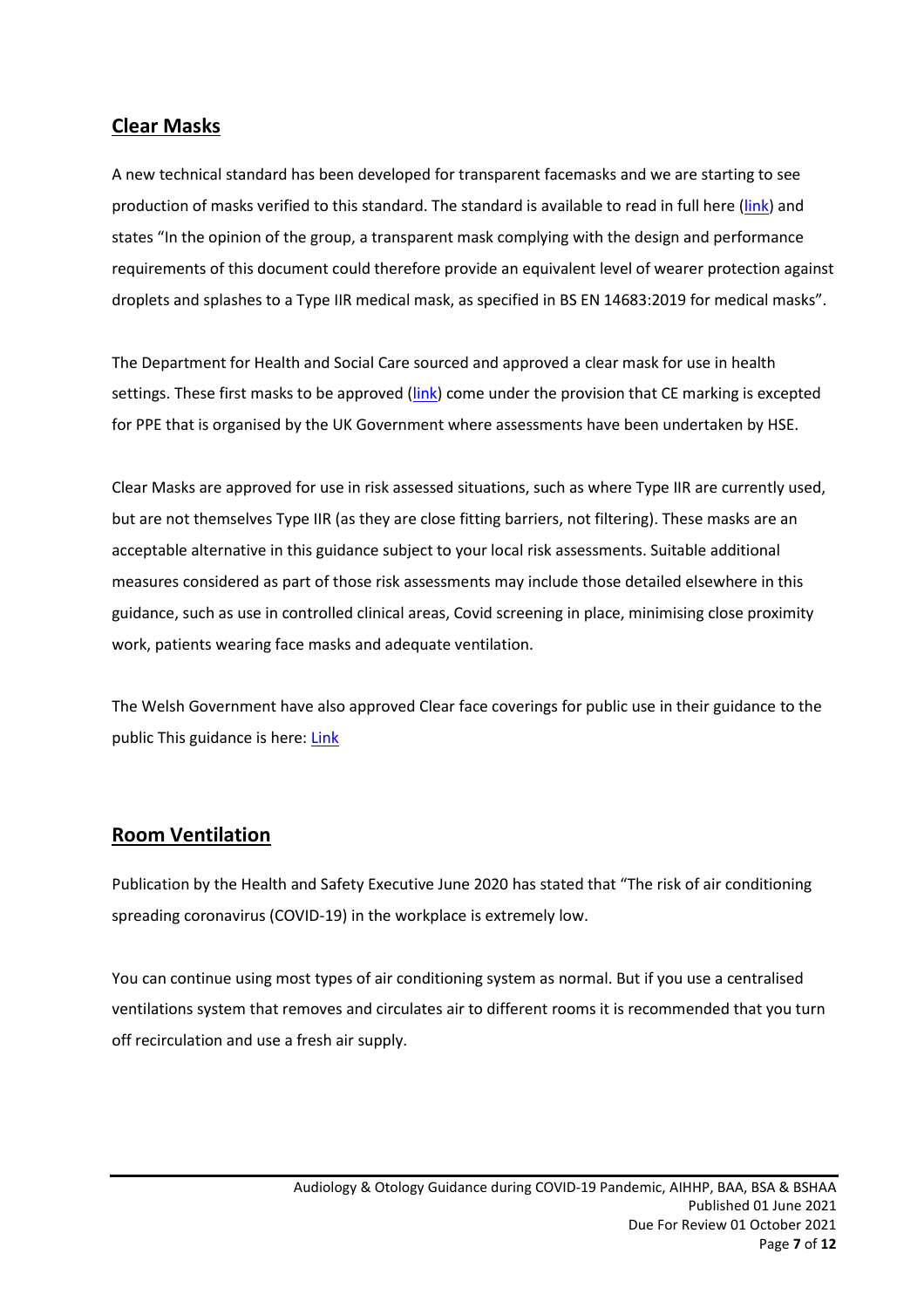## Clear Masks

A new technical standard has been developed for transparent facemasks and we are starting to see production of masks verified to this standard. The standard is available to read in full here (link) and states "In the opinion of the group, a transparent mask complying with the design and performance requirements of this document could therefore provide an equivalent level of wearer protection against droplets and splashes to a Type IIR medical mask, as specified in BS EN 14683:2019 for medical masks".

The Department for Health and Social Care sourced and approved a clear mask for use in health settings. These first masks to be approved (link) come under the provision that CE marking is excepted for PPE that is organised by the UK Government where assessments have been undertaken by HSE.

Clear Masks are approved for use in risk assessed situations, such as where Type IIR are currently used, but are not themselves Type IIR (as they are close fitting barriers, not filtering). These masks are an acceptable alternative in this guidance subject to your local risk assessments. Suitable additional measures considered as part of those risk assessments may include those detailed elsewhere in this guidance, such as use in controlled clinical areas, Covid screening in place, minimising close proximity work, patients wearing face masks and adequate ventilation.

The Welsh Government have also approved Clear face coverings for public use in their guidance to the public This guidance is here: Link

## Room Ventilation

Publication by the Health and Safety Executive June 2020 has stated that "The risk of air conditioning spreading coronavirus (COVID-19) in the workplace is extremely low.

You can continue using most types of air conditioning system as normal. But if you use a centralised ventilations system that removes and circulates air to different rooms it is recommended that you turn off recirculation and use a fresh air supply.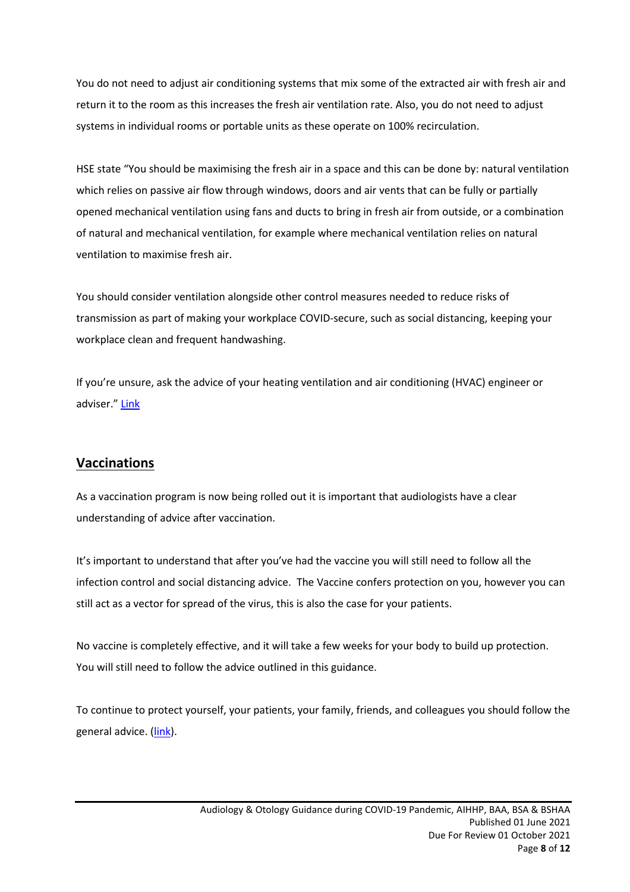You do not need to adjust air conditioning systems that mix some of the extracted air with fresh air and return it to the room as this increases the fresh air ventilation rate. Also, you do not need to adjust systems in individual rooms or portable units as these operate on 100% recirculation.

HSE state "You should be maximising the fresh air in a space and this can be done by: natural ventilation which relies on passive air flow through windows, doors and air vents that can be fully or partially opened mechanical ventilation using fans and ducts to bring in fresh air from outside, or a combination of natural and mechanical ventilation, for example where mechanical ventilation relies on natural ventilation to maximise fresh air.

You should consider ventilation alongside other control measures needed to reduce risks of transmission as part of making your workplace COVID-secure, such as social distancing, keeping your workplace clean and frequent handwashing.

If you're unsure, ask the advice of your heating ventilation and air conditioning (HVAC) engineer or adviser." [Link]

## Vaccinations

As a vaccination program is now being rolled out it is important that audiologists have a clear understanding of advice after vaccination.

It's important to understand that after you've had the vaccine you will still need to follow all the infection control and social distancing advice. The Vaccine confers protection on you, however you can still act as a vector for spread of the virus, this is also the case for your patients.

No vaccine is completely effective, and it will take a few weeks for your body to build up protection. You will still need to follow the advice outlined in this guidance.

To continue to protect yourself, your patients, your family, friends, and colleagues you should follow the general advice. ([link]).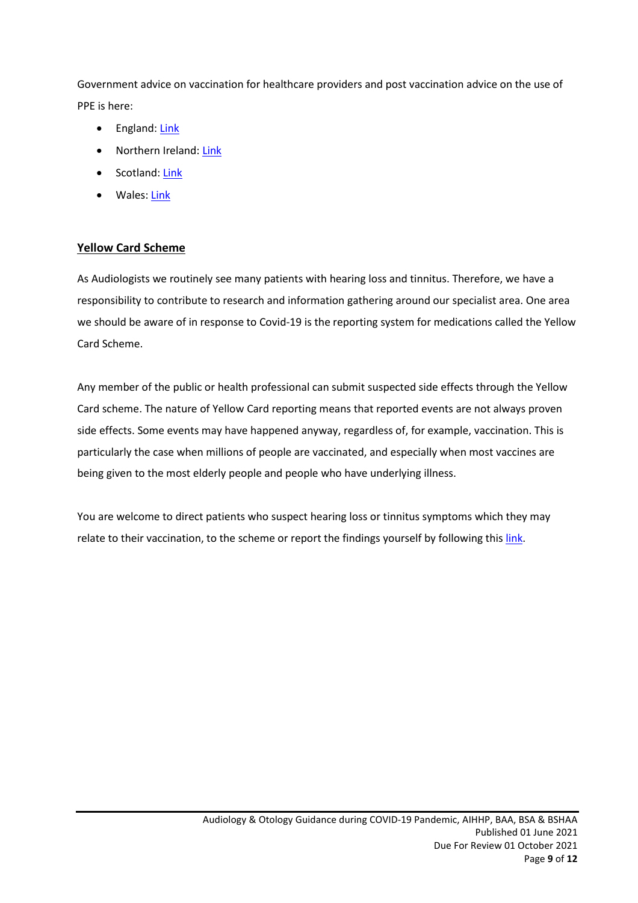Government advice on vaccination for healthcare providers and post vaccination advice on the use of PPE is here:

- England: Link
- Northern Ireland: Link
- Scotland: Link
- Wales: Link

## Yellow Card Scheme

As Audiologists we routinely see many patients with hearing loss and tinnitus. Therefore, we have a responsibility to contribute to research and information gathering around our specialist area. One area we should be aware of in response to Covid-19 is the reporting system for medications called the Yellow Card Scheme.

Any member of the public or health professional can submit suspected side effects through the Yellow Card scheme. The nature of Yellow Card reporting means that reported events are not always proven side effects. Some events may have happened anyway, regardless of, for example, vaccination. This is particularly the case when millions of people are vaccinated, and especially when most vaccines are being given to the most elderly people and people who have underlying illness.

You are welcome to direct patients who suspect hearing loss or tinnitus symptoms which they may relate to their vaccination, to the scheme or report the findings yourself by following this link.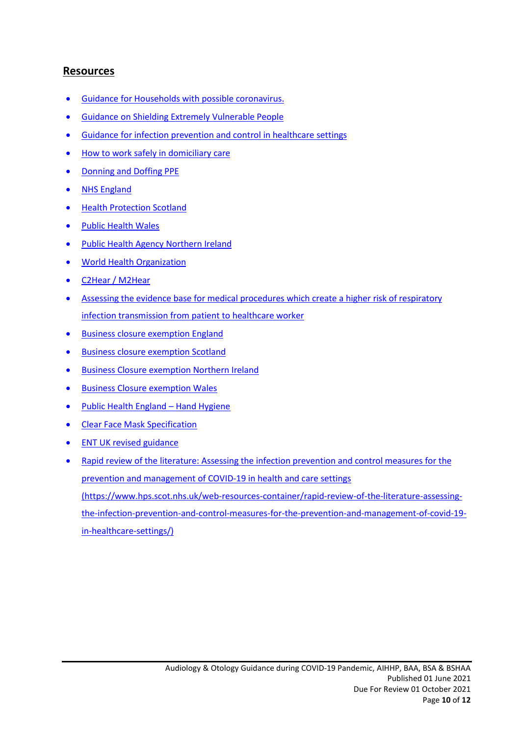## Resources

- Guidance for Households with possible coronavirus.
- Guidance on Shielding Extremely Vulnerable People
- Guidance for infection prevention and control in healthcare settings
- How to work safely in domiciliary care
- Donning and Doffing PPE
- NHS England
- Health Protection Scotland
- Public Health Wales
- Public Health Agency Northern Ireland
- World Health Organization
- C2Hear / M2Hear
- Assessing the evidence base for medical procedures which create a higher risk of respiratory infection transmission from patient to healthcare worker
- Business closure exemption England
- Business closure exemption Scotland
- Business Closure exemption Northern Ireland
- Business Closure exemption Wales
- Public Health England – Hand Hygiene
- Clear Face Mask Specification
- ENT UK revised guidance
- Rapid review of the literature: Assessing the infection prevention and control measures for the prevention and management of COVID-19 in health and care settings (https://www.hps.scot.nhs.uk/web-resources-container/rapid-review-of-the-literature-assessing-the-infection-prevention-and-control-measures-for-the-prevention-and-management-of-covid-19-in-healthcare-settings/)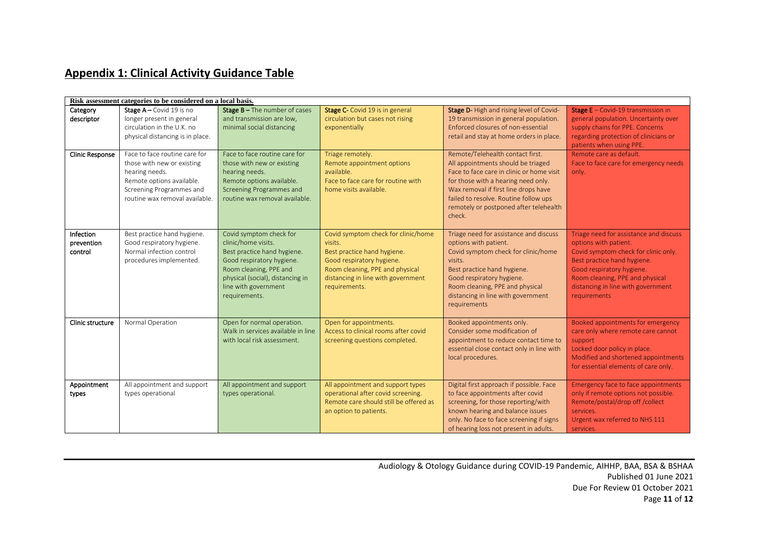## Appendix 1: Clinical Activity Guidance Table

| Risk assessment categories to be considered on a local basis. | | | | | |
|---|---|---|---|---|---|
| Category descriptor | **Stage A –** Covid 19 is no longer present in general circulation in the U.K. no physical distancing is in place. | **Stage B –** The number of cases and transmission are low, minimal social distancing | **Stage C-** Covid 19 is in general circulation but cases not rising exponentially | **Stage D-** High and rising level of Covid-19 transmission in general population. Enforced closures of non-essential retail and stay at home orders in place. | **Stage E** – Covid-19 transmission in general population. Uncertainty over supply chains for PPE. Concerns regarding protection of clinicians or patients when using PPE. |
| Clinic Response | Face to face routine care for those with new or existing hearing needs.<br>Remote options available.<br>Screening Programmes and routine wax removal available. | Face to face routine care for those with new or existing hearing needs.<br>Remote options available.<br>Screening Programmes and routine wax removal available. | Triage remotely.<br>Remote appointment options available.<br>Face to face care for routine with home visits available. | Remote/Telehealth contact first.<br>All appointments should be triaged<br>Face to face care in clinic or home visit for those with a hearing need only.<br>Wax removal if first line drops have failed to resolve. Routine follow ups remotely or postponed after telehealth check. | Remote care as default.<br>Face to face care for emergency needs only. |
| Infection prevention control | Best practice hand hygiene.<br>Good respiratory hygiene.<br>Normal infection control procedures implemented. | Covid symptom check for clinic/home visits.<br>Best practice hand hygiene.<br>Good respiratory hygiene.<br>Room cleaning, PPE and physical (social), distancing in line with government requirements. | Covid symptom check for clinic/home visits.<br>Best practice hand hygiene.<br>Good respiratory hygiene.<br>Room cleaning, PPE and physical distancing in line with government requirements. | Triage need for assistance and discuss options with patient.<br>Covid symptom check for clinic/home visits.<br>Best practice hand hygiene.<br>Good respiratory hygiene.<br>Room cleaning, PPE and physical distancing in line with government requirements | Triage need for assistance and discuss options with patient.<br>Covid symptom check for clinic only.<br>Best practice hand hygiene.<br>Good respiratory hygiene.<br>Room cleaning, PPE and physical distancing in line with government requirements |
| Clinic structure | Normal Operation | Open for normal operation.<br>Walk in services available in line with local risk assessment. | Open for appointments.<br>Access to clinical rooms after covid screening questions completed. | Booked appointments only.<br>Consider some modification of appointment to reduce contact time to essential close contact only in line with local procedures. | Booked appointments for emergency care only where remote care cannot support<br>Locked door policy in place.<br>Modified and shortened appointments for essential elements of care only. |
| Appointment types | All appointment and support types operational | All appointment and support types operational. | All appointment and support types operational after covid screening.<br>Remote care should still be offered as an option to patients. | Digital first approach if possible. Face to face appointments after covid screening, for those reporting/with known hearing and balance issues only. No face to face screening if signs of hearing loss not present in adults. | Emergency face to face appointments only if remote options not possible.<br>Remote/postal/drop off /collect services.<br>Urgent wax referred to NHS 111 services. |

Audiology & Otology Guidance during COVID-19 Pandemic, AIHHP, BAA, BSA & BSHAA
Published 01 June 2021
Due For Review 01 October 2021